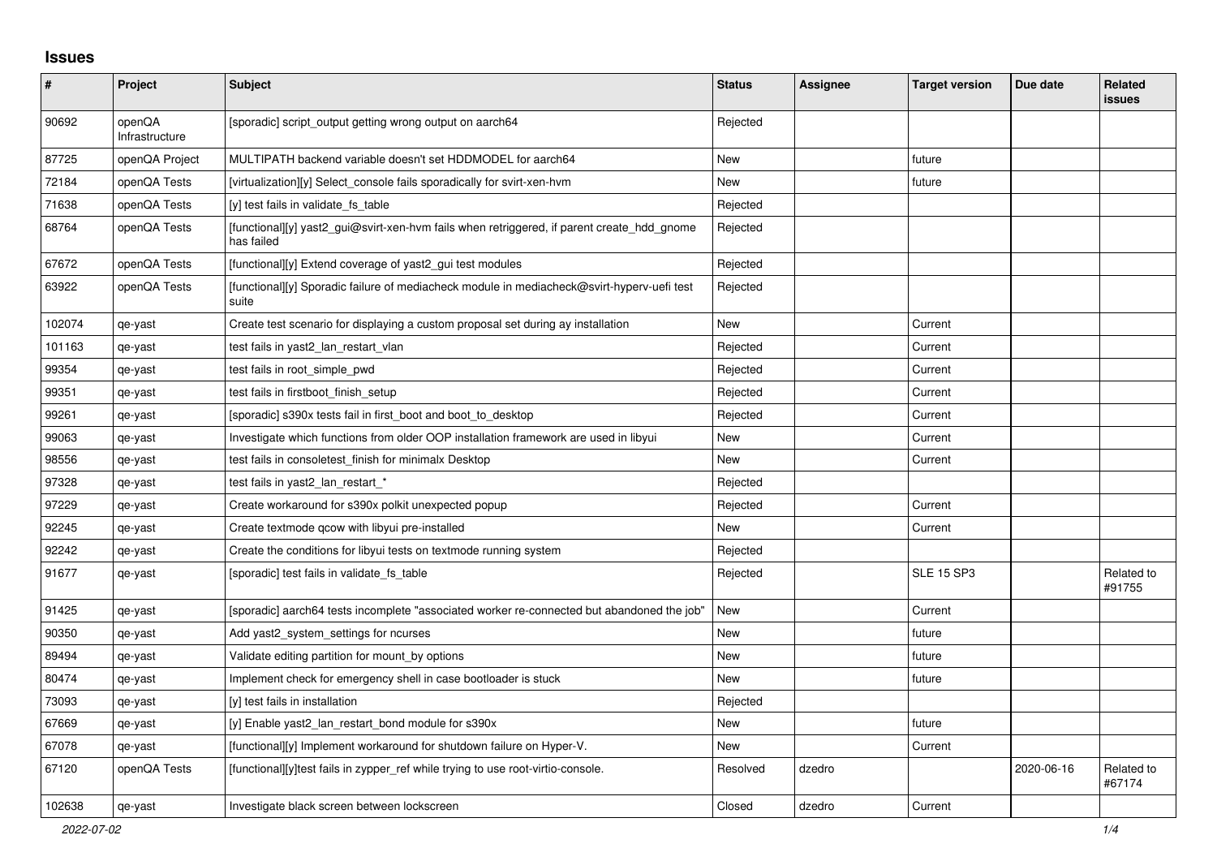# Issues

| # | Project | Subject | Status | Assignee | Target version | Due date | Related issues |
|---|---|---|---|---|---|---|---|
| 90692 | openQA Infrastructure | [sporadic] script_output getting wrong output on aarch64 | Rejected | | | | |
| 87725 | openQA Project | MULTIPATH backend variable doesn't set HDDMODEL for aarch64 | New | | future | | |
| 72184 | openQA Tests | [virtualization][y] Select_console fails sporadically for svirt-xen-hvm | New | | future | | |
| 71638 | openQA Tests | [y] test fails in validate_fs_table | Rejected | | | | |
| 68764 | openQA Tests | [functional][y] yast2_gui@svirt-xen-hvm fails when retriggered, if parent create_hdd_gnome has failed | Rejected | | | | |
| 67672 | openQA Tests | [functional][y] Extend coverage of yast2_gui test modules | Rejected | | | | |
| 63922 | openQA Tests | [functional][y] Sporadic failure of mediacheck module in mediacheck@svirt-hyperv-uefi test suite | Rejected | | | | |
| 102074 | qe-yast | Create test scenario for displaying a custom proposal set during ay installation | New | | Current | | |
| 101163 | qe-yast | test fails in yast2_lan_restart_vlan | Rejected | | Current | | |
| 99354 | qe-yast | test fails in root_simple_pwd | Rejected | | Current | | |
| 99351 | qe-yast | test fails in firstboot_finish_setup | Rejected | | Current | | |
| 99261 | qe-yast | [sporadic] s390x tests fail in first_boot and boot_to_desktop | Rejected | | Current | | |
| 99063 | qe-yast | Investigate which functions from older OOP installation framework are used in libyui | New | | Current | | |
| 98556 | qe-yast | test fails in consoletest_finish for minimalx Desktop | New | | Current | | |
| 97328 | qe-yast | test fails in yast2_lan_restart_* | Rejected | | | | |
| 97229 | qe-yast | Create workaround for s390x polkit unexpected popup | Rejected | | Current | | |
| 92245 | qe-yast | Create textmode qcow with libyui pre-installed | New | | Current | | |
| 92242 | qe-yast | Create the conditions for libyui tests on textmode running system | Rejected | | | | |
| 91677 | qe-yast | [sporadic] test fails in validate_fs_table | Rejected | | SLE 15 SP3 | | Related to #91755 |
| 91425 | qe-yast | [sporadic] aarch64 tests incomplete "associated worker re-connected but abandoned the job" | New | | Current | | |
| 90350 | qe-yast | Add yast2_system_settings for ncurses | New | | future | | |
| 89494 | qe-yast | Validate editing partition for mount_by options | New | | future | | |
| 80474 | qe-yast | Implement check for emergency shell in case bootloader is stuck | New | | future | | |
| 73093 | qe-yast | [y] test fails in installation | Rejected | | | | |
| 67669 | qe-yast | [y] Enable yast2_lan_restart_bond module for s390x | New | | future | | |
| 67078 | qe-yast | [functional][y] Implement workaround for shutdown failure on Hyper-V. | New | | Current | | |
| 67120 | openQA Tests | [functional][y]test fails in zypper_ref while trying to use root-virtio-console. | Resolved | dzedro | | 2020-06-16 | Related to #67174 |
| 102638 | qe-yast | Investigate black screen between lockscreen | Closed | dzedro | Current | | |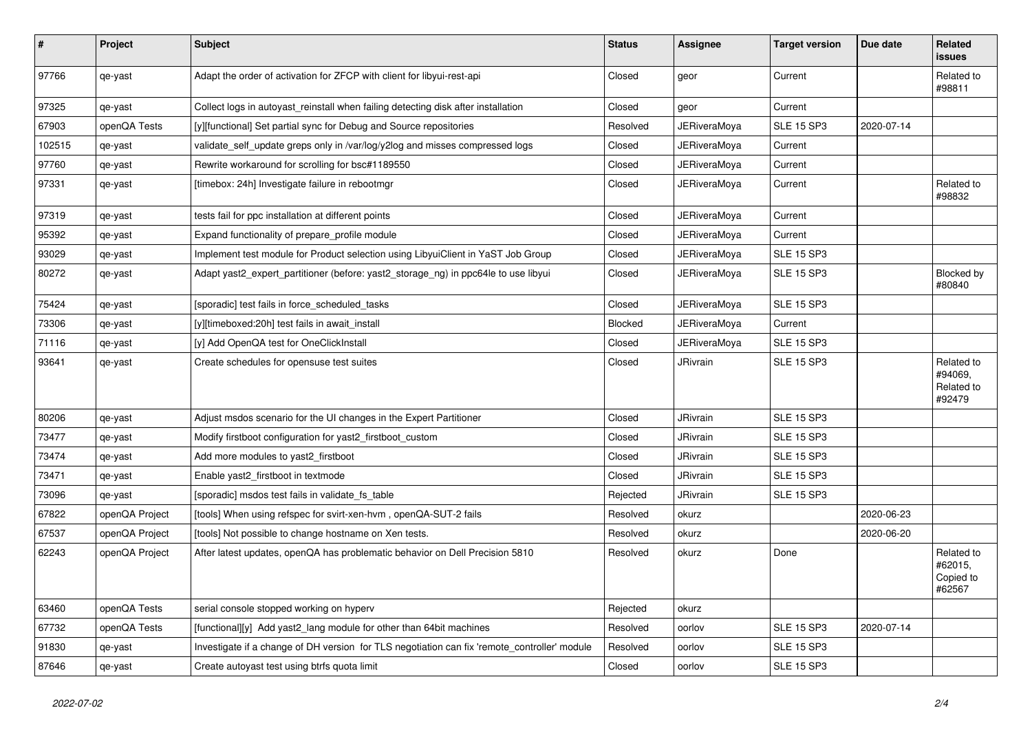| # | Project | Subject | Status | Assignee | Target version | Due date | Related issues |
| --- | --- | --- | --- | --- | --- | --- | --- |
| 97766 | qe-yast | Adapt the order of activation for ZFCP with client for libyui-rest-api | Closed | geor | Current | | Related to #98811 |
| 97325 | qe-yast | Collect logs in autoyast_reinstall when failing detecting disk after installation | Closed | geor | Current | | |
| 67903 | openQA Tests | [y][functional] Set partial sync for Debug and Source repositories | Resolved | JERiveraMoya | SLE 15 SP3 | 2020-07-14 | |
| 102515 | qe-yast | validate_self_update greps only in /var/log/y2log and misses compressed logs | Closed | JERiveraMoya | Current | | |
| 97760 | qe-yast | Rewrite workaround for scrolling for bsc#1189550 | Closed | JERiveraMoya | Current | | |
| 97331 | qe-yast | [timebox: 24h] Investigate failure in rebootmgr | Closed | JERiveraMoya | Current | | Related to #98832 |
| 97319 | qe-yast | tests fail for ppc installation at different points | Closed | JERiveraMoya | Current | | |
| 95392 | qe-yast | Expand functionality of prepare_profile module | Closed | JERiveraMoya | Current | | |
| 93029 | qe-yast | Implement test module for Product selection using LibyuiClient in YaST Job Group | Closed | JERiveraMoya | SLE 15 SP3 | | |
| 80272 | qe-yast | Adapt yast2_expert_partitioner (before: yast2_storage_ng) in ppc64le to use libyui | Closed | JERiveraMoya | SLE 15 SP3 | | Blocked by #80840 |
| 75424 | qe-yast | [sporadic] test fails in force_scheduled_tasks | Closed | JERiveraMoya | SLE 15 SP3 | | |
| 73306 | qe-yast | [y][timeboxed:20h] test fails in await_install | Blocked | JERiveraMoya | Current | | |
| 71116 | qe-yast | [y] Add OpenQA test for OneClickInstall | Closed | JERiveraMoya | SLE 15 SP3 | | |
| 93641 | qe-yast | Create schedules for opensuse test suites | Closed | JRivrain | SLE 15 SP3 | | Related to #94069, Related to #92479 |
| 80206 | qe-yast | Adjust msdos scenario for the UI changes in the Expert Partitioner | Closed | JRivrain | SLE 15 SP3 | | |
| 73477 | qe-yast | Modify firstboot configuration for yast2_firstboot_custom | Closed | JRivrain | SLE 15 SP3 | | |
| 73474 | qe-yast | Add more modules to yast2_firstboot | Closed | JRivrain | SLE 15 SP3 | | |
| 73471 | qe-yast | Enable yast2_firstboot in textmode | Closed | JRivrain | SLE 15 SP3 | | |
| 73096 | qe-yast | [sporadic] msdos test fails in validate_fs_table | Rejected | JRivrain | SLE 15 SP3 | | |
| 67822 | openQA Project | [tools] When using refspec for svirt-xen-hvm , openQA-SUT-2 fails | Resolved | okurz | | 2020-06-23 | |
| 67537 | openQA Project | [tools] Not possible to change hostname on Xen tests. | Resolved | okurz | | 2020-06-20 | |
| 62243 | openQA Project | After latest updates, openQA has problematic behavior on Dell Precision 5810 | Resolved | okurz | Done | | Related to #62015, Copied to #62567 |
| 63460 | openQA Tests | serial console stopped working on hyperv | Rejected | okurz | | | |
| 67732 | openQA Tests | [functional][y] Add yast2_lang module for other than 64bit machines | Resolved | oorlov | SLE 15 SP3 | 2020-07-14 | |
| 91830 | qe-yast | Investigate if a change of DH version for TLS negotiation can fix 'remote_controller' module | Resolved | oorlov | SLE 15 SP3 | | |
| 87646 | qe-yast | Create autoyast test using btrfs quota limit | Closed | oorlov | SLE 15 SP3 | | |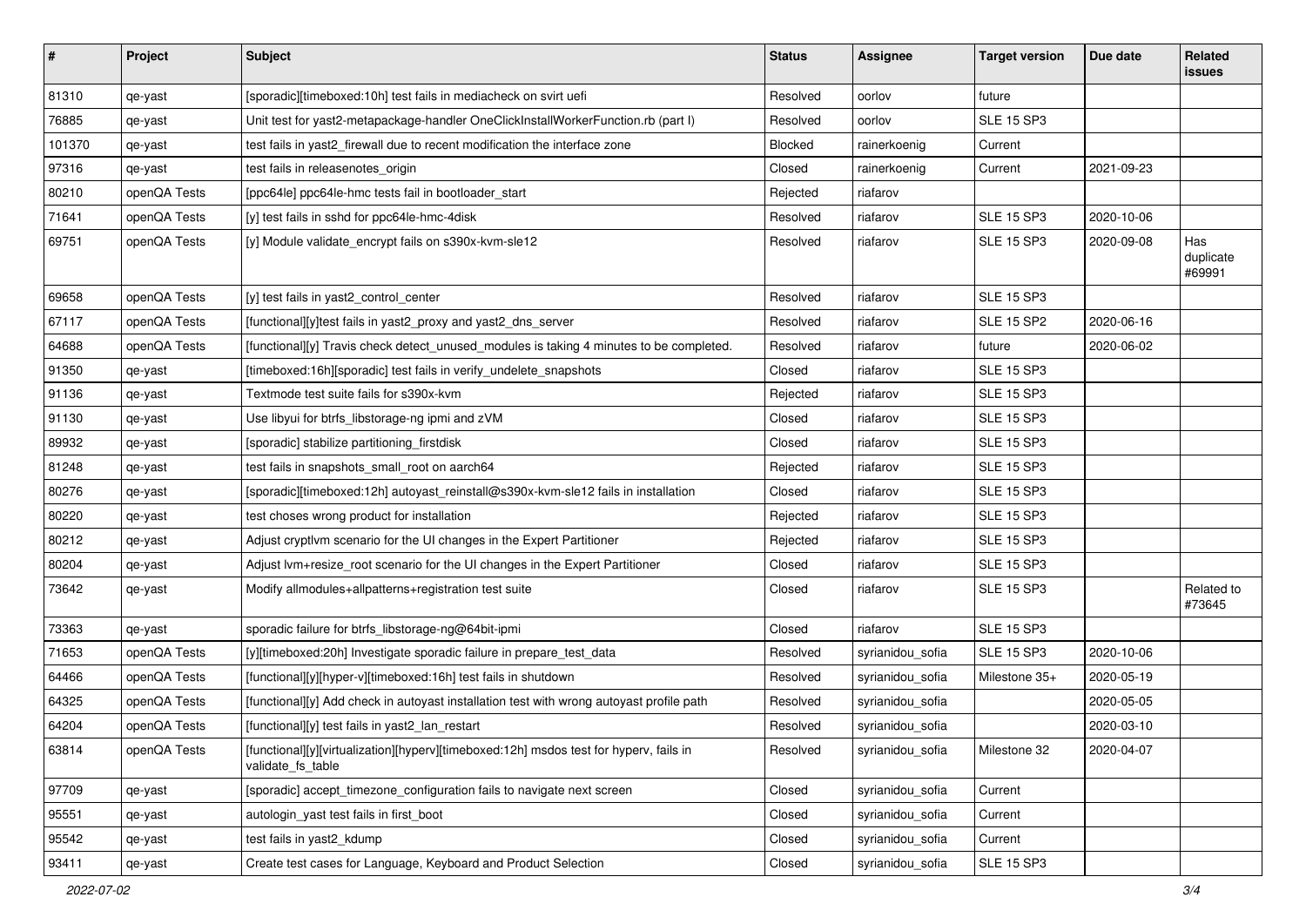| # | Project | Subject | Status | Assignee | Target version | Due date | Related issues |
|---|---|---|---|---|---|---|---|
| 81310 | qe-yast | [sporadic][timeboxed:10h] test fails in mediacheck on svirt uefi | Resolved | oorlov | future | | |
| 76885 | qe-yast | Unit test for yast2-metapackage-handler OneClickInstallWorkerFunction.rb (part I) | Resolved | oorlov | SLE 15 SP3 | | |
| 101370 | qe-yast | test fails in yast2_firewall due to recent modification the interface zone | Blocked | rainerkoenig | Current | | |
| 97316 | qe-yast | test fails in releasenotes_origin | Closed | rainerkoenig | Current | 2021-09-23 | |
| 80210 | openQA Tests | [ppc64le] ppc64le-hmc tests fail in bootloader_start | Rejected | riafarov | | | |
| 71641 | openQA Tests | [y] test fails in sshd for ppc64le-hmc-4disk | Resolved | riafarov | SLE 15 SP3 | 2020-10-06 | |
| 69751 | openQA Tests | [y] Module validate_encrypt fails on s390x-kvm-sle12 | Resolved | riafarov | SLE 15 SP3 | 2020-09-08 | Has duplicate #69991 |
| 69658 | openQA Tests | [y] test fails in yast2_control_center | Resolved | riafarov | SLE 15 SP3 | | |
| 67117 | openQA Tests | [functional][y]test fails in yast2_proxy and yast2_dns_server | Resolved | riafarov | SLE 15 SP2 | 2020-06-16 | |
| 64688 | openQA Tests | [functional][y] Travis check detect_unused_modules is taking 4 minutes to be completed. | Resolved | riafarov | future | 2020-06-02 | |
| 91350 | qe-yast | [timeboxed:16h][sporadic] test fails in verify_undelete_snapshots | Closed | riafarov | SLE 15 SP3 | | |
| 91136 | qe-yast | Textmode test suite fails for s390x-kvm | Rejected | riafarov | SLE 15 SP3 | | |
| 91130 | qe-yast | Use libyui for btrfs_libstorage-ng ipmi and zVM | Closed | riafarov | SLE 15 SP3 | | |
| 89932 | qe-yast | [sporadic] stabilize partitioning_firstdisk | Closed | riafarov | SLE 15 SP3 | | |
| 81248 | qe-yast | test fails in snapshots_small_root on aarch64 | Rejected | riafarov | SLE 15 SP3 | | |
| 80276 | qe-yast | [sporadic][timeboxed:12h] autoyast_reinstall@s390x-kvm-sle12 fails in installation | Closed | riafarov | SLE 15 SP3 | | |
| 80220 | qe-yast | test choses wrong product for installation | Rejected | riafarov | SLE 15 SP3 | | |
| 80212 | qe-yast | Adjust cryptlvm scenario for the UI changes in the Expert Partitioner | Rejected | riafarov | SLE 15 SP3 | | |
| 80204 | qe-yast | Adjust lvm+resize_root scenario for the UI changes in the Expert Partitioner | Closed | riafarov | SLE 15 SP3 | | |
| 73642 | qe-yast | Modify allmodules+allpatterns+registration test suite | Closed | riafarov | SLE 15 SP3 | | Related to #73645 |
| 73363 | qe-yast | sporadic failure for btrfs_libstorage-ng@64bit-ipmi | Closed | riafarov | SLE 15 SP3 | | |
| 71653 | openQA Tests | [y][timeboxed:20h] Investigate sporadic failure in prepare_test_data | Resolved | syrianidou_sofia | SLE 15 SP3 | 2020-10-06 | |
| 64466 | openQA Tests | [functional][y][hyper-v][timeboxed:16h] test fails in shutdown | Resolved | syrianidou_sofia | Milestone 35+ | 2020-05-19 | |
| 64325 | openQA Tests | [functional][y] Add check in autoyast installation test with wrong autoyast profile path | Resolved | syrianidou_sofia | | 2020-05-05 | |
| 64204 | openQA Tests | [functional][y] test fails in yast2_lan_restart | Resolved | syrianidou_sofia | | 2020-03-10 | |
| 63814 | openQA Tests | [functional][y][virtualization][hyperv][timeboxed:12h] msdos test for hyperv, fails in validate_fs_table | Resolved | syrianidou_sofia | Milestone 32 | 2020-04-07 | |
| 97709 | qe-yast | [sporadic] accept_timezone_configuration fails to navigate next screen | Closed | syrianidou_sofia | Current | | |
| 95551 | qe-yast | autologin_yast test fails in first_boot | Closed | syrianidou_sofia | Current | | |
| 95542 | qe-yast | test fails in yast2_kdump | Closed | syrianidou_sofia | Current | | |
| 93411 | qe-yast | Create test cases for Language, Keyboard and Product Selection | Closed | syrianidou_sofia | SLE 15 SP3 | | |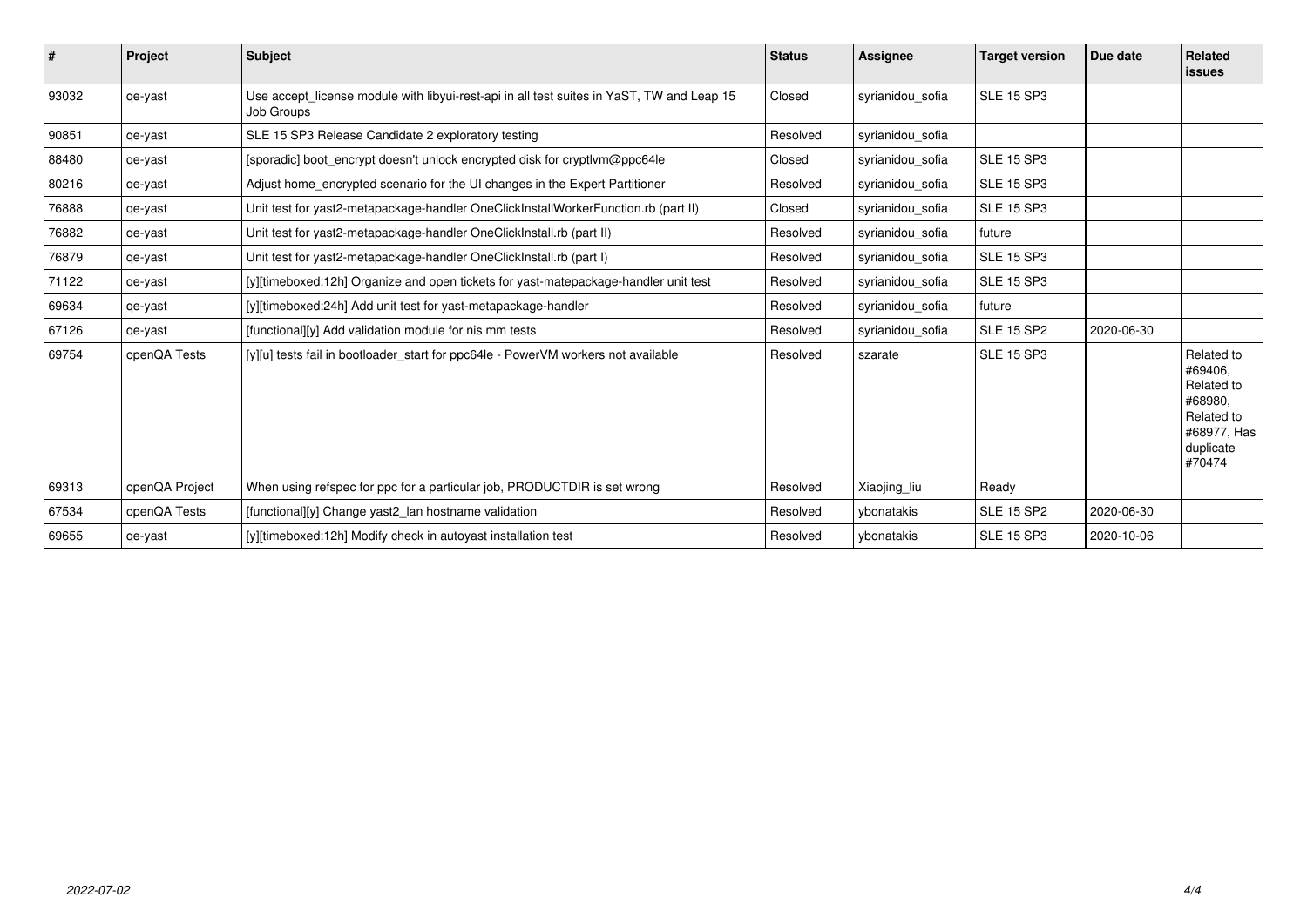| # | Project | Subject | Status | Assignee | Target version | Due date | Related issues |
|---|---|---|---|---|---|---|---|
| 93032 | qe-yast | Use accept_license module with libyui-rest-api in all test suites in YaST, TW and Leap 15 Job Groups | Closed | syrianidou_sofia | SLE 15 SP3 | | |
| 90851 | qe-yast | SLE 15 SP3 Release Candidate 2 exploratory testing | Resolved | syrianidou_sofia | | | |
| 88480 | qe-yast | [sporadic] boot_encrypt doesn't unlock encrypted disk for cryptlvm@ppc64le | Closed | syrianidou_sofia | SLE 15 SP3 | | |
| 80216 | qe-yast | Adjust home_encrypted scenario for the UI changes in the Expert Partitioner | Resolved | syrianidou_sofia | SLE 15 SP3 | | |
| 76888 | qe-yast | Unit test for yast2-metapackage-handler OneClickInstallWorkerFunction.rb (part II) | Closed | syrianidou_sofia | SLE 15 SP3 | | |
| 76882 | qe-yast | Unit test for yast2-metapackage-handler OneClickInstall.rb (part II) | Resolved | syrianidou_sofia | future | | |
| 76879 | qe-yast | Unit test for yast2-metapackage-handler OneClickInstall.rb (part I) | Resolved | syrianidou_sofia | SLE 15 SP3 | | |
| 71122 | qe-yast | [y][timeboxed:12h] Organize and open tickets for yast-matepackage-handler unit test | Resolved | syrianidou_sofia | SLE 15 SP3 | | |
| 69634 | qe-yast | [y][timeboxed:24h] Add unit test for yast-metapackage-handler | Resolved | syrianidou_sofia | future | | |
| 67126 | qe-yast | [functional][y] Add validation module for nis mm tests | Resolved | syrianidou_sofia | SLE 15 SP2 | 2020-06-30 | |
| 69754 | openQA Tests | [y][u] tests fail in bootloader_start for ppc64le - PowerVM workers not available | Resolved | szarate | SLE 15 SP3 | | Related to #69406, Related to #68980, Related to #68977, Has duplicate #70474 |
| 69313 | openQA Project | When using refspec for ppc for a particular job, PRODUCTDIR is set wrong | Resolved | Xiaojing_liu | Ready | | |
| 67534 | openQA Tests | [functional][y] Change yast2_lan hostname validation | Resolved | ybonatakis | SLE 15 SP2 | 2020-06-30 | |
| 69655 | qe-yast | [y][timeboxed:12h] Modify check in autoyast installation test | Resolved | ybonatakis | SLE 15 SP3 | 2020-10-06 | |